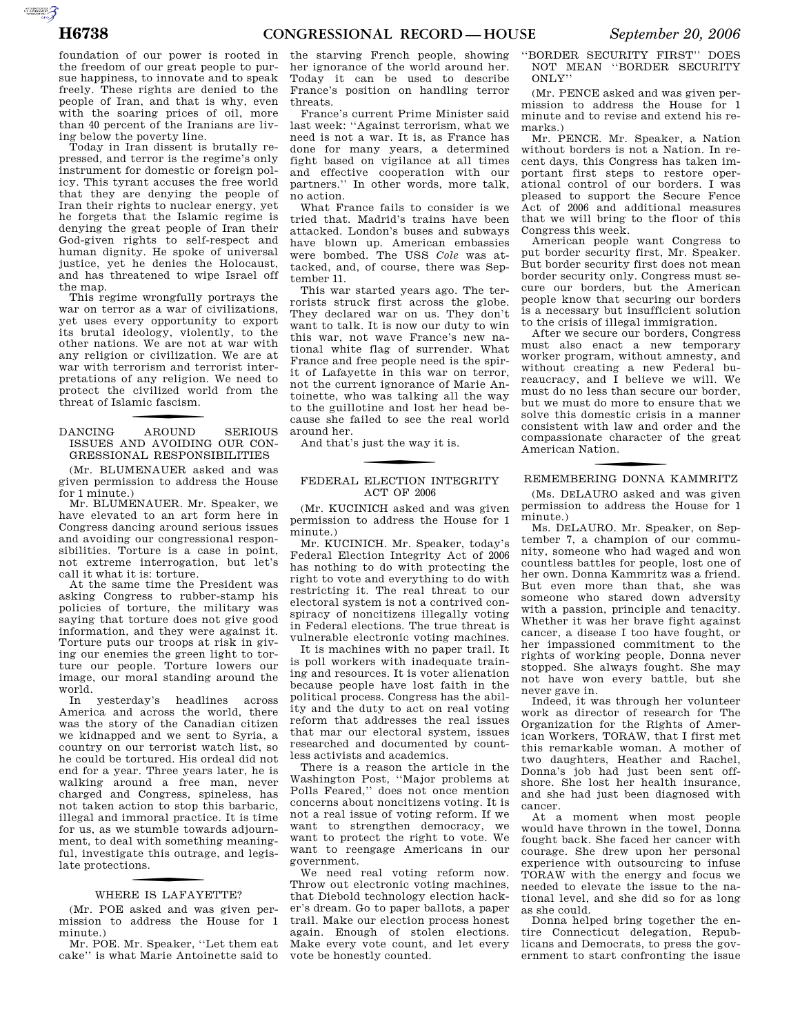foundation of our power is rooted in the freedom of our great people to pursue happiness, to innovate and to speak freely. These rights are denied to the people of Iran, and that is why, even with the soaring prices of oil, more than 40 percent of the Iranians are living below the poverty line.

Today in Iran dissent is brutally repressed, and terror is the regime's only instrument for domestic or foreign policy. This tyrant accuses the free world that they are denying the people of Iran their rights to nuclear energy, yet he forgets that the Islamic regime is denying the great people of Iran their God-given rights to self-respect and human dignity. He spoke of universal justice, yet he denies the Holocaust, and has threatened to wipe Israel off the map.

This regime wrongfully portrays the war on terror as a war of civilizations, yet uses every opportunity to export its brutal ideology, violently, to the other nations. We are not at war with any religion or civilization. We are at war with terrorism and terrorist interpretations of any religion. We need to protect the civilized world from the threat of Islamic fascism.

## DANCING AROUND SERIOUS ISSUES AND AVOIDING OUR CONGRESSIONAL RESPONSIBILITIES

(Mr. BLUMENAUER asked and was given permission to address the House for 1 minute.)

Mr. BLUMENAUER. Mr. Speaker, we have elevated to an art form here in Congress dancing around serious issues and avoiding our congressional responsibilities. Torture is a case in point, not extreme interrogation, but let's call it what it is: torture.

At the same time the President was asking Congress to rubber-stamp his policies of torture, the military was saying that torture does not give good information, and they were against it. Torture puts our troops at risk in giving our enemies the green light to torture our people. Torture lowers our image, our moral standing around the world.

In yesterday's headlines across America and across the world, there was the story of the Canadian citizen we kidnapped and we sent to Syria, a country on our terrorist watch list, so he could be tortured. His ordeal did not end for a year. Three years later, he is walking around a free man, never charged and Congress, spineless, has not taken action to stop this barbaric, illegal and immoral practice. It is time for us, as we stumble towards adjournment, to deal with something meaningful, investigate this outrage, and legislate protections.

## WHERE IS LAFAYETTE?

(Mr. POE asked and was given permission to address the House for 1 minute.)

Mr. POE. Mr. Speaker, "Let them eat cake" is what Marie Antoinette said to the starving French people, showing her ignorance of the world around her. Today it can be used to describe France's position on handling terror threats.

France's current Prime Minister said last week: "Against terrorism, what we need is not a war. It is, as France has done for many years, a determined fight based on vigilance at all times and effective cooperation with our partners." In other words, more talk, no action.

What France fails to consider is we tried that. Madrid's trains have been attacked. London's buses and subways have blown up. American embassies were bombed. The USS *Cole* was attacked, and, of course, there was September 11.

This war started years ago. The terrorists struck first across the globe. They declared war on us. They don't want to talk. It is now our duty to win this war, not wave France's new national white flag of surrender. What France and free people need is the spirit of Lafayette in this war on terror, not the current ignorance of Marie Antoinette, who was talking all the way to the guillotine and lost her head because she failed to see the real world around her.

And that's just the way it is.

## FEDERAL ELECTION INTEGRITY ACT OF 2006

(Mr. KUCINICH asked and was given permission to address the House for 1 minute.)

Mr. KUCINICH. Mr. Speaker, today's Federal Election Integrity Act of 2006 has nothing to do with protecting the right to vote and everything to do with restricting it. The real threat to our electoral system is not a contrived conspiracy of noncitizens illegally voting in Federal elections. The true threat is vulnerable electronic voting machines.

It is machines with no paper trail. It is poll workers with inadequate training and resources. It is voter alienation because people have lost faith in the political process. Congress has the ability and the duty to act on real voting reform that addresses the real issues that mar our electoral system, issues researched and documented by countless activists and academics.

There is a reason the article in the Washington Post, "Major problems at Polls Feared," does not once mention concerns about noncitizens voting. It is not a real issue of voting reform. If we want to strengthen democracy, we want to protect the right to vote. We want to reengage Americans in our government.

We need real voting reform now. Throw out electronic voting machines, that Diebold technology election hacker's dream. Go to paper ballots, a paper trail. Make our election process honest again. Enough of stolen elections. Make every vote count, and let every vote be honestly counted.

## "BORDER SECURITY FIRST" DOES NOT MEAN "BORDER SECURITY ONLY"

(Mr. PENCE asked and was given permission to address the House for 1 minute and to revise and extend his remarks.)

Mr. PENCE. Mr. Speaker, a Nation without borders is not a Nation. In recent days, this Congress has taken important first steps to restore operational control of our borders. I was pleased to support the Secure Fence Act of 2006 and additional measures that we will bring to the floor of this Congress this week.

American people want Congress to put border security first, Mr. Speaker. But border security first does not mean border security only. Congress must secure our borders, but the American people know that securing our borders is a necessary but insufficient solution to the crisis of illegal immigration.

After we secure our borders, Congress must also enact a new temporary worker program, without amnesty, and without creating a new Federal bureaucracy, and I believe we will. We must do no less than secure our border, but we must do more to ensure that we solve this domestic crisis in a manner consistent with law and order and the compassionate character of the great American Nation.

## REMEMBERING DONNA KAMMRITZ

(Ms. DELAURO asked and was given permission to address the House for 1 minute.)

Ms. DELAURO. Mr. Speaker, on September 7, a champion of our community, someone who had waged and won countless battles for people, lost one of her own. Donna Kammritz was a friend. But even more than that, she was someone who stared down adversity with a passion, principle and tenacity. Whether it was her brave fight against cancer, a disease I too have fought, or her impassioned commitment to the rights of working people, Donna never stopped. She always fought. She may not have won every battle, but she never gave in.

Indeed, it was through her volunteer work as director of research for The Organization for the Rights of American Workers, TORAW, that I first met this remarkable woman. A mother of two daughters, Heather and Rachel, Donna's job had just been sent offshore. She lost her health insurance, and she had just been diagnosed with cancer.

At a moment when most people would have thrown in the towel, Donna fought back. She faced her cancer with courage. She drew upon her personal experience with outsourcing to infuse TORAW with the energy and focus we needed to elevate the issue to the national level, and she did so for as long as she could.

Donna helped bring together the entire Connecticut delegation, Republicans and Democrats, to press the government to start confronting the issue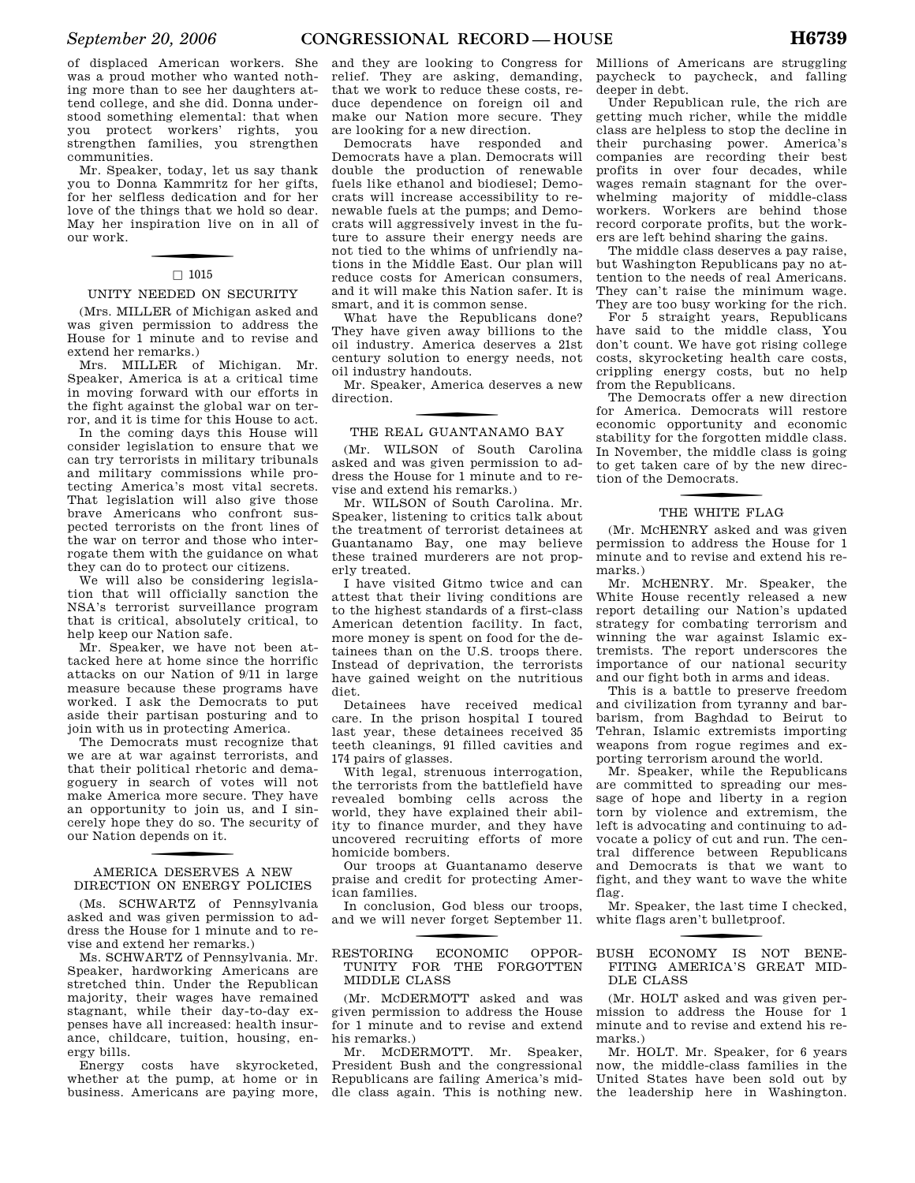of displaced American workers. She was a proud mother who wanted nothing more than to see her daughters attend college, and she did. Donna understood something elemental: that when you protect workers' rights, you strengthen families, you strengthen communities.

Mr. Speaker, today, let us say thank you to Donna Kammritz for her gifts, for her selfless dedication and for her love of the things that we hold so dear. May her inspiration live on in all of our work.

□ 1015

## UNITY NEEDED ON SECURITY

(Mrs. MILLER of Michigan asked and was given permission to address the House for 1 minute and to revise and extend her remarks.)

Mrs. MILLER of Michigan. Mr. Speaker, America is at a critical time in moving forward with our efforts in the fight against the global war on terror, and it is time for this House to act.

In the coming days this House will consider legislation to ensure that we can try terrorists in military tribunals and military commissions while protecting America's most vital secrets. That legislation will also give those brave Americans who confront suspected terrorists on the front lines of the war on terror and those who interrogate them with the guidance on what they can do to protect our citizens.

We will also be considering legislation that will officially sanction the NSA's terrorist surveillance program that is critical, absolutely critical, to help keep our Nation safe.

Mr. Speaker, we have not been attacked here at home since the horrific attacks on our Nation of 9/11 in large measure because these programs have worked. I ask the Democrats to put aside their partisan posturing and to join with us in protecting America.

The Democrats must recognize that we are at war against terrorists, and that their political rhetoric and demagoguery in search of votes will not make America more secure. They have an opportunity to join us, and I sincerely hope they do so. The security of our Nation depends on it.

## AMERICA DESERVES A NEW DIRECTION ON ENERGY POLICIES

(Ms. SCHWARTZ of Pennsylvania asked and was given permission to address the House for 1 minute and to revise and extend her remarks.)

Ms. SCHWARTZ of Pennsylvania. Mr. Speaker, hardworking Americans are stretched thin. Under the Republican majority, their wages have remained stagnant, while their day-to-day expenses have all increased: health insurance, childcare, tuition, housing, energy bills.

Energy costs have skyrocketed, whether at the pump, at home or in business. Americans are paying more, and they are looking to Congress for relief. They are asking, demanding, that we work to reduce these costs, reduce dependence on foreign oil and make our Nation more secure. They are looking for a new direction.

Democrats have responded and Democrats have a plan. Democrats will double the production of renewable fuels like ethanol and biodiesel; Democrats will increase accessibility to renewable fuels at the pumps; and Democrats will aggressively invest in the future to assure their energy needs are not tied to the whims of unfriendly nations in the Middle East. Our plan will reduce costs for American consumers, and it will make this Nation safer. It is smart, and it is common sense.

What have the Republicans done? They have given away billions to the oil industry. America deserves a 21st century solution to energy needs, not oil industry handouts.

Mr. Speaker, America deserves a new direction.

## THE REAL GUANTANAMO BAY

(Mr. WILSON of South Carolina asked and was given permission to address the House for 1 minute and to revise and extend his remarks.)

Mr. WILSON of South Carolina. Mr. Speaker, listening to critics talk about the treatment of terrorist detainees at Guantanamo Bay, one may believe these trained murderers are not properly treated.

I have visited Gitmo twice and can attest that their living conditions are to the highest standards of a first-class American detention facility. In fact, more money is spent on food for the detainees than on the U.S. troops there. Instead of deprivation, the terrorists have gained weight on the nutritious diet.

Detainees have received medical care. In the prison hospital I toured last year, these detainees received 35 teeth cleanings, 91 filled cavities and 174 pairs of glasses.

With legal, strenuous interrogation, the terrorists from the battlefield have revealed bombing cells across the world, they have explained their ability to finance murder, and they have uncovered recruiting efforts of more homicide bombers.

Our troops at Guantanamo deserve praise and credit for protecting American families.

In conclusion, God bless our troops, and we will never forget September 11.

## RESTORING ECONOMIC OPPORTUNITY FOR THE FORGOTTEN MIDDLE CLASS

(Mr. MCDERMOTT asked and was given permission to address the House for 1 minute and to revise and extend his remarks.)

Mr. MCDERMOTT. Mr. Speaker, President Bush and the congressional Republicans are failing America's middle class again. This is nothing new. Millions of Americans are struggling paycheck to paycheck, and falling deeper in debt.

Under Republican rule, the rich are getting much richer, while the middle class are helpless to stop the decline in their purchasing power. America's companies are recording their best profits in over four decades, while wages remain stagnant for the overwhelming majority of middle-class workers. Workers are behind those record corporate profits, but the workers are left behind sharing the gains.

The middle class deserves a pay raise, but Washington Republicans pay no attention to the needs of real Americans. They can't raise the minimum wage. They are too busy working for the rich.

For 5 straight years, Republicans have said to the middle class, You don't count. We have got rising college costs, skyrocketing health care costs, crippling energy costs, but no help from the Republicans.

The Democrats offer a new direction for America. Democrats will restore economic opportunity and economic stability for the forgotten middle class. In November, the middle class is going to get taken care of by the new direction of the Democrats.

## THE WHITE FLAG

(Mr. MCHENRY asked and was given permission to address the House for 1 minute and to revise and extend his remarks.)

Mr. MCHENRY. Mr. Speaker, the White House recently released a new report detailing our Nation's updated strategy for combating terrorism and winning the war against Islamic extremists. The report underscores the importance of our national security and our fight both in arms and ideas.

This is a battle to preserve freedom and civilization from tyranny and barbarism, from Baghdad to Beirut to Tehran, Islamic extremists importing weapons from rogue regimes and exporting terrorism around the world.

Mr. Speaker, while the Republicans are committed to spreading our message of hope and liberty in a region torn by violence and extremism, the left is advocating and continuing to advocate a policy of cut and run. The central difference between Republicans and Democrats is that we want to fight, and they want to wave the white flag.

Mr. Speaker, the last time I checked, white flags aren't bulletproof.

## BUSH ECONOMY IS NOT BENEFITING AMERICA'S GREAT MIDDLE CLASS

(Mr. HOLT asked and was given permission to address the House for 1 minute and to revise and extend his remarks.)

Mr. HOLT. Mr. Speaker, for 6 years now, the middle-class families in the United States have been sold out by the leadership here in Washington.